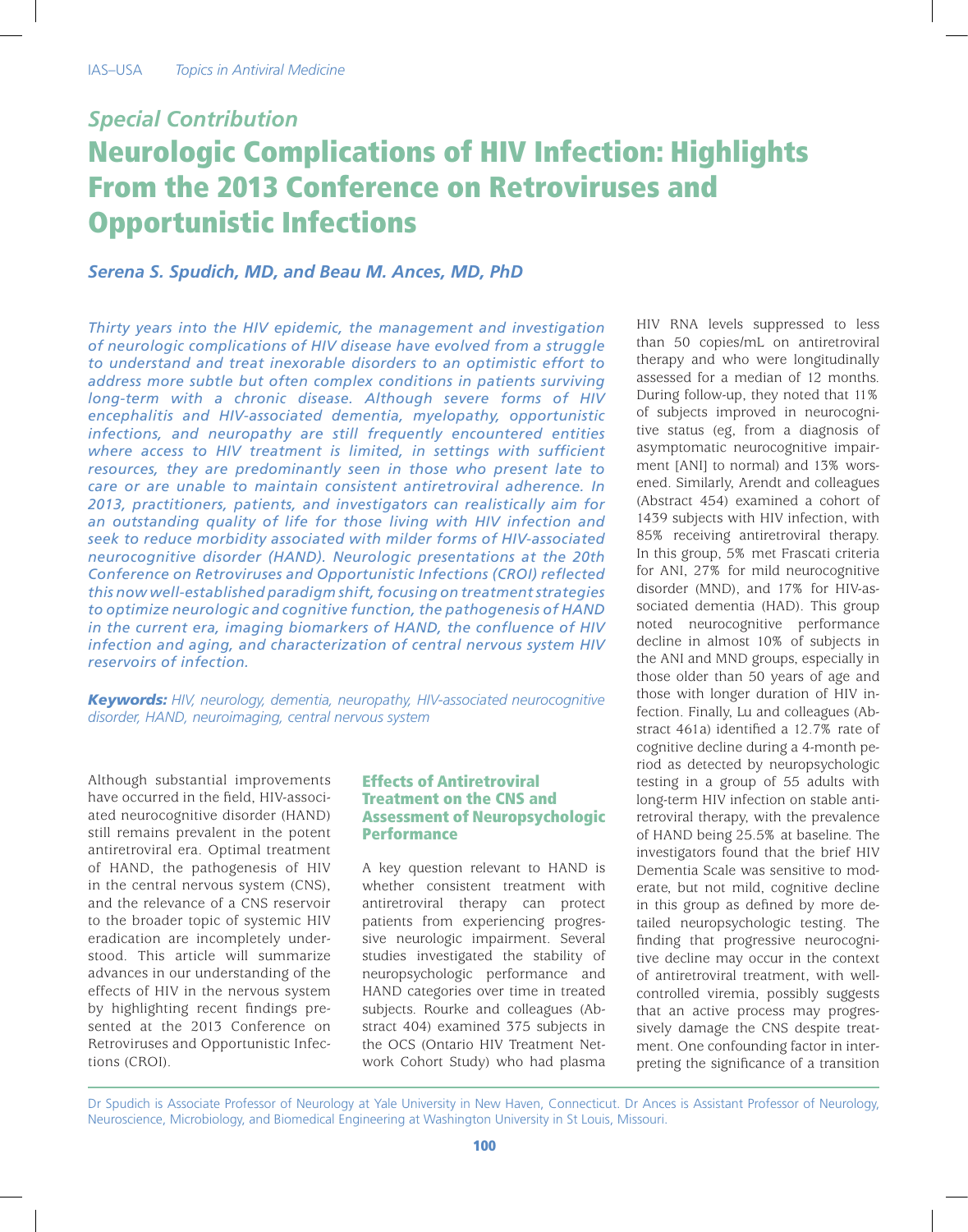*Special Contribution*

# Neurologic Complications of HIV Infection: Highlights From the 2013 Conference on Retroviruses and Opportunistic Infections

***Serena S. Spudich, MD, and Beau M. Ances, MD, PhD***

*Thirty years into the HIV epidemic, the management and investigation of neurologic complications of HIV disease have evolved from a struggle to understand and treat inexorable disorders to an optimistic effort to address more subtle but often complex conditions in patients surviving long-term with a chronic disease. Although severe forms of HIV encephalitis and HIV-associated dementia, myelopathy, opportunistic infections, and neuropathy are still frequently encountered entities where access to HIV treatment is limited, in settings with sufficient resources, they are predominantly seen in those who present late to care or are unable to maintain consistent antiretroviral adherence. In 2013, practitioners, patients, and investigators can realistically aim for an outstanding quality of life for those living with HIV infection and seek to reduce morbidity associated with milder forms of HIV-associated neurocognitive disorder (HAND). Neurologic presentations at the 20th Conference on Retroviruses and Opportunistic Infections (CROI) reflected this now well-established paradigm shift, focusing on treatment strategies to optimize neurologic and cognitive function, the pathogenesis of HAND in the current era, imaging biomarkers of HAND, the confluence of HIV infection and aging, and characterization of central nervous system HIV reservoirs of infection.*

***Keywords:*** *HIV, neurology, dementia, neuropathy, HIV-associated neurocognitive disorder, HAND, neuroimaging, central nervous system*

Although substantial improvements have occurred in the field, HIV-associated neurocognitive disorder (HAND) still remains prevalent in the potent antiretroviral era. Optimal treatment of HAND, the pathogenesis of HIV in the central nervous system (CNS), and the relevance of a CNS reservoir to the broader topic of systemic HIV eradication are incompletely understood. This article will summarize advances in our understanding of the effects of HIV in the nervous system by highlighting recent findings presented at the 2013 Conference on Retroviruses and Opportunistic Infections (CROI).

## Effects of Antiretroviral Treatment on the CNS and Assessment of Neuropsychologic Performance

A key question relevant to HAND is whether consistent treatment with antiretroviral therapy can protect patients from experiencing progressive neurologic impairment. Several studies investigated the stability of neuropsychologic performance and HAND categories over time in treated subjects. Rourke and colleagues (Abstract 404) examined 375 subjects in the OCS (Ontario HIV Treatment Network Cohort Study) who had plasma HIV RNA levels suppressed to less than 50 copies/mL on antiretroviral therapy and who were longitudinally assessed for a median of 12 months. During follow-up, they noted that 11% of subjects improved in neurocognitive status (eg, from a diagnosis of asymptomatic neurocognitive impairment [ANI] to normal) and 13% worsened. Similarly, Arendt and colleagues (Abstract 454) examined a cohort of 1439 subjects with HIV infection, with 85% receiving antiretroviral therapy. In this group, 5% met Frascati criteria for ANI, 27% for mild neurocognitive disorder (MND), and 17% for HIV-associated dementia (HAD). This group noted neurocognitive performance decline in almost 10% of subjects in the ANI and MND groups, especially in those older than 50 years of age and those with longer duration of HIV infection. Finally, Lu and colleagues (Abstract 461a) identified a 12.7% rate of cognitive decline during a 4-month period as detected by neuropsychologic testing in a group of 55 adults with long-term HIV infection on stable antiretroviral therapy, with the prevalence of HAND being 25.5% at baseline. The investigators found that the brief HIV Dementia Scale was sensitive to moderate, but not mild, cognitive decline in this group as defined by more detailed neuropsychologic testing. The finding that progressive neurocognitive decline may occur in the context of antiretroviral treatment, with well-controlled viremia, possibly suggests that an active process may progressively damage the CNS despite treatment. One confounding factor in interpreting the significance of a transition

Dr Spudich is Associate Professor of Neurology at Yale University in New Haven, Connecticut. Dr Ances is Assistant Professor of Neurology, Neuroscience, Microbiology, and Biomedical Engineering at Washington University in St Louis, Missouri.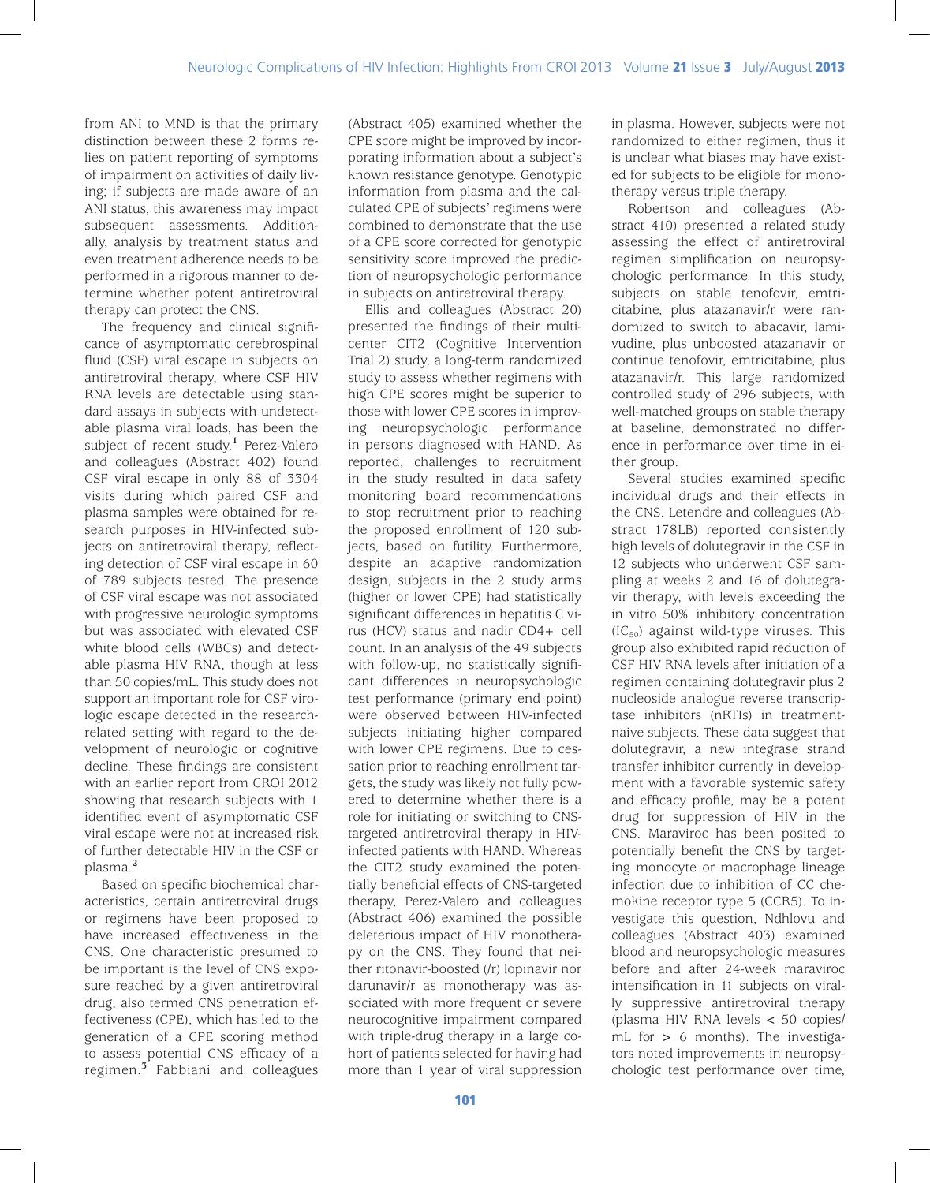from ANI to MND is that the primary distinction between these 2 forms relies on patient reporting of symptoms of impairment on activities of daily living; if subjects are made aware of an ANI status, this awareness may impact subsequent assessments. Additionally, analysis by treatment status and even treatment adherence needs to be performed in a rigorous manner to determine whether potent antiretroviral therapy can protect the CNS.

The frequency and clinical significance of asymptomatic cerebrospinal fluid (CSF) viral escape in subjects on antiretroviral therapy, where CSF HIV RNA levels are detectable using standard assays in subjects with undetectable plasma viral loads, has been the subject of recent study.[1] Perez-Valero and colleagues (Abstract 402) found CSF viral escape in only 88 of 3304 visits during which paired CSF and plasma samples were obtained for research purposes in HIV-infected subjects on antiretroviral therapy, reflecting detection of CSF viral escape in 60 of 789 subjects tested. The presence of CSF viral escape was not associated with progressive neurologic symptoms but was associated with elevated CSF white blood cells (WBCs) and detectable plasma HIV RNA, though at less than 50 copies/mL. This study does not support an important role for CSF virologic escape detected in the research-related setting with regard to the development of neurologic or cognitive decline. These findings are consistent with an earlier report from CROI 2012 showing that research subjects with 1 identified event of asymptomatic CSF viral escape were not at increased risk of further detectable HIV in the CSF or plasma.[2]

Based on specific biochemical characteristics, certain antiretroviral drugs or regimens have been proposed to have increased effectiveness in the CNS. One characteristic presumed to be important is the level of CNS exposure reached by a given antiretroviral drug, also termed CNS penetration effectiveness (CPE), which has led to the generation of a CPE scoring method to assess potential CNS efficacy of a regimen.[3] Fabbiani and colleagues (Abstract 405) examined whether the CPE score might be improved by incorporating information about a subject's known resistance genotype. Genotypic information from plasma and the calculated CPE of subjects' regimens were combined to demonstrate that the use of a CPE score corrected for genotypic sensitivity score improved the prediction of neuropsychologic performance in subjects on antiretroviral therapy.

Ellis and colleagues (Abstract 20) presented the findings of their multicenter CIT2 (Cognitive Intervention Trial 2) study, a long-term randomized study to assess whether regimens with high CPE scores might be superior to those with lower CPE scores in improving neuropsychologic performance in persons diagnosed with HAND. As reported, challenges to recruitment in the study resulted in data safety monitoring board recommendations to stop recruitment prior to reaching the proposed enrollment of 120 subjects, based on futility. Furthermore, despite an adaptive randomization design, subjects in the 2 study arms (higher or lower CPE) had statistically significant differences in hepatitis C virus (HCV) status and nadir CD4+ cell count. In an analysis of the 49 subjects with follow-up, no statistically significant differences in neuropsychologic test performance (primary end point) were observed between HIV-infected subjects initiating higher compared with lower CPE regimens. Due to cessation prior to reaching enrollment targets, the study was likely not fully powered to determine whether there is a role for initiating or switching to CNS-targeted antiretroviral therapy in HIV-infected patients with HAND. Whereas the CIT2 study examined the potentially beneficial effects of CNS-targeted therapy, Perez-Valero and colleagues (Abstract 406) examined the possible deleterious impact of HIV monotherapy on the CNS. They found that neither ritonavir-boosted (/r) lopinavir nor darunavir/r as monotherapy was associated with more frequent or severe neurocognitive impairment compared with triple-drug therapy in a large cohort of patients selected for having had more than 1 year of viral suppression in plasma. However, subjects were not randomized to either regimen, thus it is unclear what biases may have existed for subjects to be eligible for monotherapy versus triple therapy.

Robertson and colleagues (Abstract 410) presented a related study assessing the effect of antiretroviral regimen simplification on neuropsychologic performance. In this study, subjects on stable tenofovir, emtricitabine, plus atazanavir/r were randomized to switch to abacavir, lamivudine, plus unboosted atazanavir or continue tenofovir, emtricitabine, plus atazanavir/r. This large randomized controlled study of 296 subjects, with well-matched groups on stable therapy at baseline, demonstrated no difference in performance over time in either group.

Several studies examined specific individual drugs and their effects in the CNS. Letendre and colleagues (Abstract 178LB) reported consistently high levels of dolutegravir in the CSF in 12 subjects who underwent CSF sampling at weeks 2 and 16 of dolutegravir therapy, with levels exceeding the in vitro 50% inhibitory concentration ($IC_{50}$) against wild-type viruses. This group also exhibited rapid reduction of CSF HIV RNA levels after initiation of a regimen containing dolutegravir plus 2 nucleoside analogue reverse transcriptase inhibitors (nRTIs) in treatment-naive subjects. These data suggest that dolutegravir, a new integrase strand transfer inhibitor currently in development with a favorable systemic safety and efficacy profile, may be a potent drug for suppression of HIV in the CNS. Maraviroc has been posited to potentially benefit the CNS by targeting monocyte or macrophage lineage infection due to inhibition of CC chemokine receptor type 5 (CCR5). To investigate this question, Ndhlovu and colleagues (Abstract 403) examined blood and neuropsychologic measures before and after 24-week maraviroc intensification in 11 subjects on virally suppressive antiretroviral therapy (plasma HIV RNA levels < 50 copies/mL for > 6 months). The investigators noted improvements in neuropsychologic test performance over time,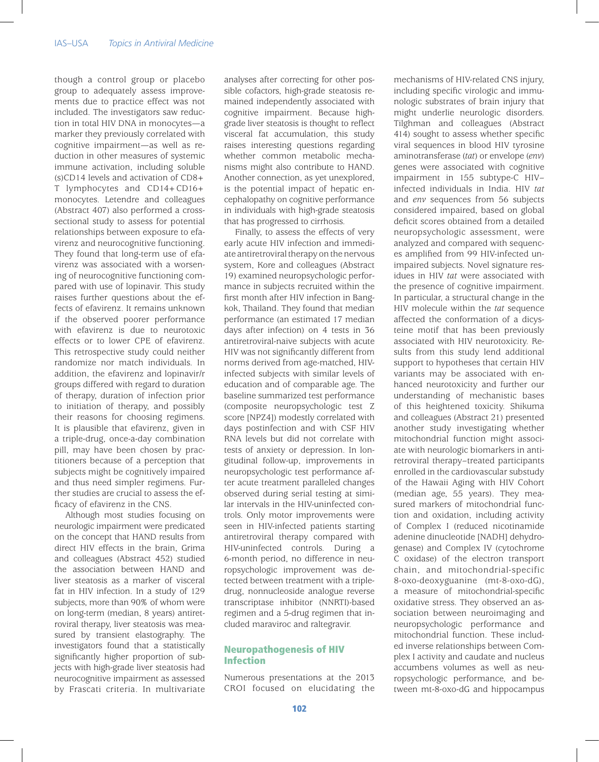though a control group or placebo group to adequately assess improvements due to practice effect was not included. The investigators saw reduction in total HIV DNA in monocytes—a marker they previously correlated with cognitive impairment—as well as reduction in other measures of systemic immune activation, including soluble (s)CD14 levels and activation of CD8+ T lymphocytes and CD14+CD16+ monocytes. Letendre and colleagues (Abstract 407) also performed a cross-sectional study to assess for potential relationships between exposure to efavirenz and neurocognitive functioning. They found that long-term use of efavirenz was associated with a worsening of neurocognitive functioning compared with use of lopinavir. This study raises further questions about the effects of efavirenz. It remains unknown if the observed poorer performance with efavirenz is due to neurotoxic effects or to lower CPE of efavirenz. This retrospective study could neither randomize nor match individuals. In addition, the efavirenz and lopinavir/r groups differed with regard to duration of therapy, duration of infection prior to initiation of therapy, and possibly their reasons for choosing regimens. It is plausible that efavirenz, given in a triple-drug, once-a-day combination pill, may have been chosen by practitioners because of a perception that subjects might be cognitively impaired and thus need simpler regimens. Further studies are crucial to assess the efficacy of efavirenz in the CNS.

Although most studies focusing on neurologic impairment were predicated on the concept that HAND results from direct HIV effects in the brain, Grima and colleagues (Abstract 452) studied the association between HAND and liver steatosis as a marker of visceral fat in HIV infection. In a study of 129 subjects, more than 90% of whom were on long-term (median, 8 years) antiretroviral therapy, liver steatosis was measured by transient elastography. The investigators found that a statistically significantly higher proportion of subjects with high-grade liver steatosis had neurocognitive impairment as assessed by Frascati criteria. In multivariate analyses after correcting for other possible cofactors, high-grade steatosis remained independently associated with cognitive impairment. Because high-grade liver steatosis is thought to reflect visceral fat accumulation, this study raises interesting questions regarding whether common metabolic mechanisms might also contribute to HAND. Another connection, as yet unexplored, is the potential impact of hepatic encephalopathy on cognitive performance in individuals with high-grade steatosis that has progressed to cirrhosis.

Finally, to assess the effects of very early acute HIV infection and immediate antiretroviral therapy on the nervous system, Kore and colleagues (Abstract 19) examined neuropsychologic performance in subjects recruited within the first month after HIV infection in Bangkok, Thailand. They found that median performance (an estimated 17 median days after infection) on 4 tests in 36 antiretroviral-naive subjects with acute HIV was not significantly different from norms derived from age-matched, HIV-infected subjects with similar levels of education and of comparable age. The baseline summarized test performance (composite neuropsychologic test Z score [NPZ4]) modestly correlated with days postinfection and with CSF HIV RNA levels but did not correlate with tests of anxiety or depression. In longitudinal follow-up, improvements in neuropsychologic test performance after acute treatment paralleled changes observed during serial testing at similar intervals in the HIV-uninfected controls. Only motor improvements were seen in HIV-infected patients starting antiretroviral therapy compared with HIV-uninfected controls. During a 6-month period, no difference in neuropsychologic improvement was detected between treatment with a triple-drug, nonnucleoside analogue reverse transcriptase inhibitor (NNRTI)-based regimen and a 5-drug regimen that included maraviroc and raltegravir.

## Neuropathogenesis of HIV Infection

Numerous presentations at the 2013 CROI focused on elucidating the mechanisms of HIV-related CNS injury, including specific virologic and immunologic substrates of brain injury that might underlie neurologic disorders. Tilghman and colleagues (Abstract 414) sought to assess whether specific viral sequences in blood HIV tyrosine aminotransferase (*tat*) or envelope (*env*) genes were associated with cognitive impairment in 155 subtype-C HIV–infected individuals in India. HIV *tat* and *env* sequences from 56 subjects considered impaired, based on global deficit scores obtained from a detailed neuropsychologic assessment, were analyzed and compared with sequences amplified from 99 HIV-infected unimpaired subjects. Novel signature residues in HIV *tat* were associated with the presence of cognitive impairment. In particular, a structural change in the HIV molecule within the *tat* sequence affected the conformation of a dicysteine motif that has been previously associated with HIV neurotoxicity. Results from this study lend additional support to hypotheses that certain HIV variants may be associated with enhanced neurotoxicity and further our understanding of mechanistic bases of this heightened toxicity. Shikuma and colleagues (Abstract 21) presented another study investigating whether mitochondrial function might associate with neurologic biomarkers in antiretroviral therapy–treated participants enrolled in the cardiovascular substudy of the Hawaii Aging with HIV Cohort (median age, 55 years). They measured markers of mitochondrial function and oxidation, including activity of Complex I (reduced nicotinamide adenine dinucleotide [NADH] dehydrogenase) and Complex IV (cytochrome C oxidase) of the electron transport chain, and mitochondrial-specific 8-oxo-deoxyguanine (mt-8-oxo-dG), a measure of mitochondrial-specific oxidative stress. They observed an association between neuroimaging and neuropsychologic performance and mitochondrial function. These included inverse relationships between Complex I activity and caudate and nucleus accumbens volumes as well as neuropsychologic performance, and between mt-8-oxo-dG and hippocampus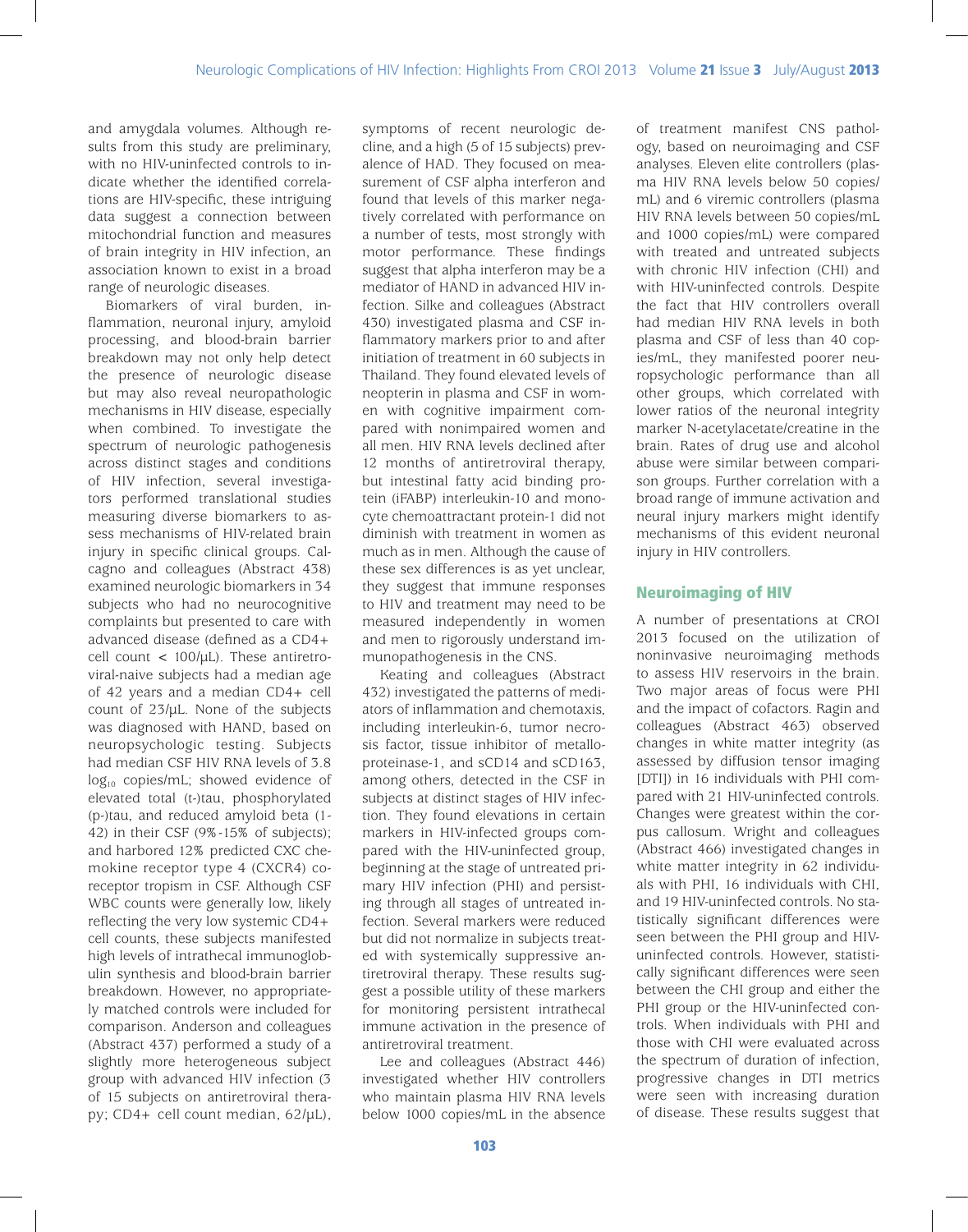and amygdala volumes. Although results from this study are preliminary, with no HIV-uninfected controls to indicate whether the identified correlations are HIV-specific, these intriguing data suggest a connection between mitochondrial function and measures of brain integrity in HIV infection, an association known to exist in a broad range of neurologic diseases.

Biomarkers of viral burden, inflammation, neuronal injury, amyloid processing, and blood-brain barrier breakdown may not only help detect the presence of neurologic disease but may also reveal neuropathologic mechanisms in HIV disease, especially when combined. To investigate the spectrum of neurologic pathogenesis across distinct stages and conditions of HIV infection, several investigators performed translational studies measuring diverse biomarkers to assess mechanisms of HIV-related brain injury in specific clinical groups. Calcagno and colleagues (Abstract 438) examined neurologic biomarkers in 34 subjects who had no neurocognitive complaints but presented to care with advanced disease (defined as a CD4+ cell count < 100/µL). These antiretroviral-naive subjects had a median age of 42 years and a median CD4+ cell count of 23/µL. None of the subjects was diagnosed with HAND, based on neuropsychologic testing. Subjects had median CSF HIV RNA levels of 3.8 $\log_{10}$ copies/mL; showed evidence of elevated total (t-)tau, phosphorylated (p-)tau, and reduced amyloid beta (1-42) in their CSF (9%-15% of subjects); and harbored 12% predicted CXC chemokine receptor type 4 (CXCR4) coreceptor tropism in CSF. Although CSF WBC counts were generally low, likely reflecting the very low systemic CD4+ cell counts, these subjects manifested high levels of intrathecal immunoglobulin synthesis and blood-brain barrier breakdown. However, no appropriately matched controls were included for comparison. Anderson and colleagues (Abstract 437) performed a study of a slightly more heterogeneous subject group with advanced HIV infection (3 of 15 subjects on antiretroviral therapy; CD4+ cell count median, 62/µL), symptoms of recent neurologic decline, and a high (5 of 15 subjects) prevalence of HAD. They focused on measurement of CSF alpha interferon and found that levels of this marker negatively correlated with performance on a number of tests, most strongly with motor performance. These findings suggest that alpha interferon may be a mediator of HAND in advanced HIV infection. Silke and colleagues (Abstract 430) investigated plasma and CSF inflammatory markers prior to and after initiation of treatment in 60 subjects in Thailand. They found elevated levels of neopterin in plasma and CSF in women with cognitive impairment compared with nonimpaired women and all men. HIV RNA levels declined after 12 months of antiretroviral therapy, but intestinal fatty acid binding protein (iFABP) interleukin-10 and monocyte chemoattractant protein-1 did not diminish with treatment in women as much as in men. Although the cause of these sex differences is as yet unclear, they suggest that immune responses to HIV and treatment may need to be measured independently in women and men to rigorously understand immunopathogenesis in the CNS.

Keating and colleagues (Abstract 432) investigated the patterns of mediators of inflammation and chemotaxis, including interleukin-6, tumor necrosis factor, tissue inhibitor of metalloproteinase-1, and sCD14 and sCD163, among others, detected in the CSF in subjects at distinct stages of HIV infection. They found elevations in certain markers in HIV-infected groups compared with the HIV-uninfected group, beginning at the stage of untreated primary HIV infection (PHI) and persisting through all stages of untreated infection. Several markers were reduced but did not normalize in subjects treated with systemically suppressive antiretroviral therapy. These results suggest a possible utility of these markers for monitoring persistent intrathecal immune activation in the presence of antiretroviral treatment.

Lee and colleagues (Abstract 446) investigated whether HIV controllers who maintain plasma HIV RNA levels below 1000 copies/mL in the absence of treatment manifest CNS pathology, based on neuroimaging and CSF analyses. Eleven elite controllers (plasma HIV RNA levels below 50 copies/mL) and 6 viremic controllers (plasma HIV RNA levels between 50 copies/mL and 1000 copies/mL) were compared with treated and untreated subjects with chronic HIV infection (CHI) and with HIV-uninfected controls. Despite the fact that HIV controllers overall had median HIV RNA levels in both plasma and CSF of less than 40 copies/mL, they manifested poorer neuropsychologic performance than all other groups, which correlated with lower ratios of the neuronal integrity marker N-acetylacetate/creatine in the brain. Rates of drug use and alcohol abuse were similar between comparison groups. Further correlation with a broad range of immune activation and neural injury markers might identify mechanisms of this evident neuronal injury in HIV controllers.

## Neuroimaging of HIV

A number of presentations at CROI 2013 focused on the utilization of noninvasive neuroimaging methods to assess HIV reservoirs in the brain. Two major areas of focus were PHI and the impact of cofactors. Ragin and colleagues (Abstract 463) observed changes in white matter integrity (as assessed by diffusion tensor imaging [DTI]) in 16 individuals with PHI compared with 21 HIV-uninfected controls. Changes were greatest within the corpus callosum. Wright and colleagues (Abstract 466) investigated changes in white matter integrity in 62 individuals with PHI, 16 individuals with CHI, and 19 HIV-uninfected controls. No statistically significant differences were seen between the PHI group and HIV-uninfected controls. However, statistically significant differences were seen between the CHI group and either the PHI group or the HIV-uninfected controls. When individuals with PHI and those with CHI were evaluated across the spectrum of duration of infection, progressive changes in DTI metrics were seen with increasing duration of disease. These results suggest that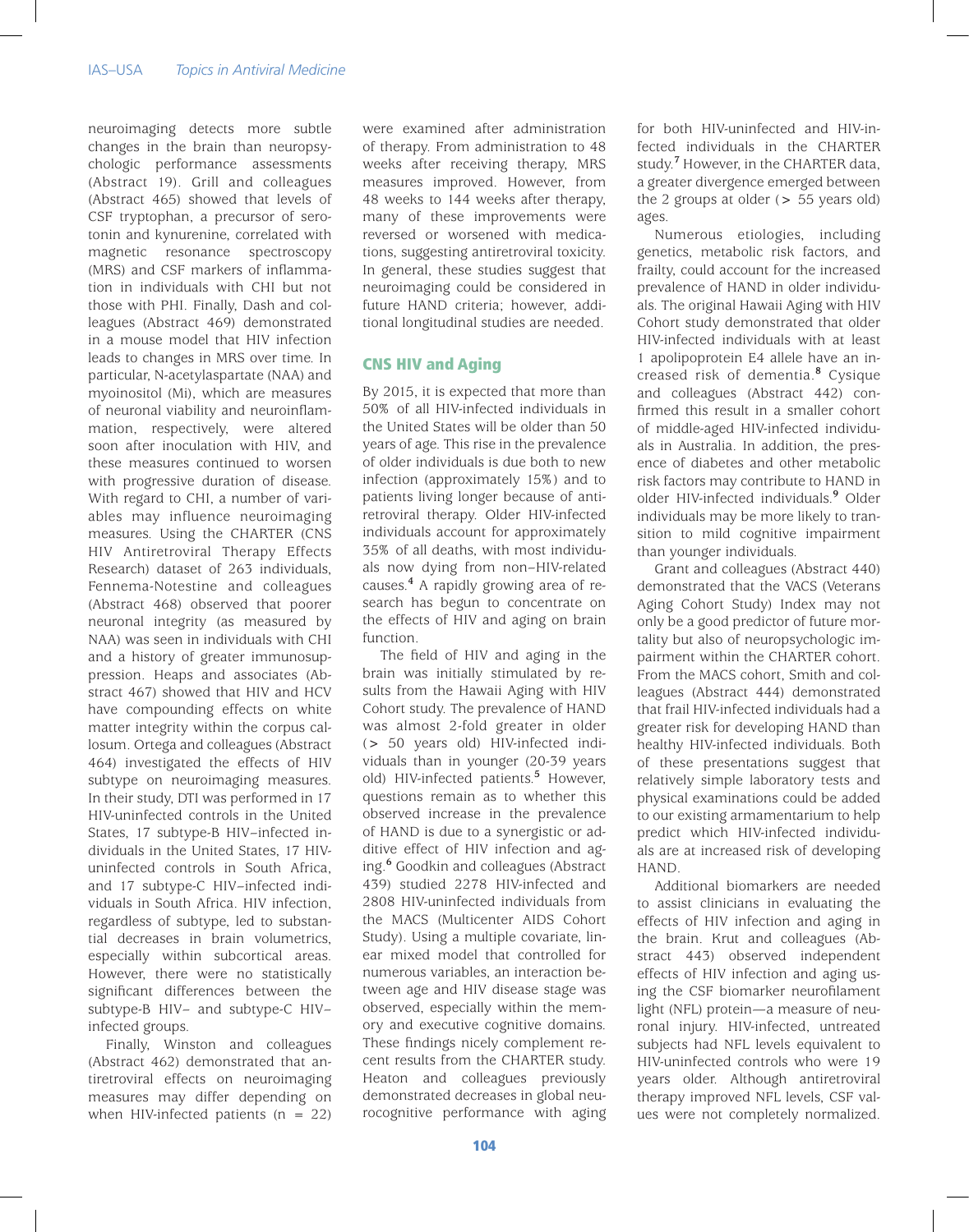neuroimaging detects more subtle changes in the brain than neuropsychologic performance assessments (Abstract 19). Grill and colleagues (Abstract 465) showed that levels of CSF tryptophan, a precursor of serotonin and kynurenine, correlated with magnetic resonance spectroscopy (MRS) and CSF markers of inflammation in individuals with CHI but not those with PHI. Finally, Dash and colleagues (Abstract 469) demonstrated in a mouse model that HIV infection leads to changes in MRS over time. In particular, N-acetylaspartate (NAA) and myoinositol (Mi), which are measures of neuronal viability and neuroinflammation, respectively, were altered soon after inoculation with HIV, and these measures continued to worsen with progressive duration of disease. With regard to CHI, a number of variables may influence neuroimaging measures. Using the CHARTER (CNS HIV Antiretroviral Therapy Effects Research) dataset of 263 individuals, Fennema-Notestine and colleagues (Abstract 468) observed that poorer neuronal integrity (as measured by NAA) was seen in individuals with CHI and a history of greater immunosuppression. Heaps and associates (Abstract 467) showed that HIV and HCV have compounding effects on white matter integrity within the corpus callosum. Ortega and colleagues (Abstract 464) investigated the effects of HIV subtype on neuroimaging measures. In their study, DTI was performed in 17 HIV-uninfected controls in the United States, 17 subtype-B HIV–infected individuals in the United States, 17 HIV-uninfected controls in South Africa, and 17 subtype-C HIV–infected individuals in South Africa. HIV infection, regardless of subtype, led to substantial decreases in brain volumetrics, especially within subcortical areas. However, there were no statistically significant differences between the subtype-B HIV– and subtype-C HIV–infected groups.

Finally, Winston and colleagues (Abstract 462) demonstrated that antiretroviral effects on neuroimaging measures may differ depending on when HIV-infected patients (n = 22) were examined after administration of therapy. From administration to 48 weeks after receiving therapy, MRS measures improved. However, from 48 weeks to 144 weeks after therapy, many of these improvements were reversed or worsened with medications, suggesting antiretroviral toxicity. In general, these studies suggest that neuroimaging could be considered in future HAND criteria; however, additional longitudinal studies are needed.

## CNS HIV and Aging

By 2015, it is expected that more than 50% of all HIV-infected individuals in the United States will be older than 50 years of age. This rise in the prevalence of older individuals is due both to new infection (approximately 15%) and to patients living longer because of antiretroviral therapy. Older HIV-infected individuals account for approximately 35% of all deaths, with most individuals now dying from non–HIV-related causes.[4] A rapidly growing area of research has begun to concentrate on the effects of HIV and aging on brain function.

The field of HIV and aging in the brain was initially stimulated by results from the Hawaii Aging with HIV Cohort study. The prevalence of HAND was almost 2-fold greater in older (> 50 years old) HIV-infected individuals than in younger (20-39 years old) HIV-infected patients.[5] However, questions remain as to whether this observed increase in the prevalence of HAND is due to a synergistic or additive effect of HIV infection and aging.[6] Goodkin and colleagues (Abstract 439) studied 2278 HIV-infected and 2808 HIV-uninfected individuals from the MACS (Multicenter AIDS Cohort Study). Using a multiple covariate, linear mixed model that controlled for numerous variables, an interaction between age and HIV disease stage was observed, especially within the memory and executive cognitive domains. These findings nicely complement recent results from the CHARTER study. Heaton and colleagues previously demonstrated decreases in global neurocognitive performance with aging for both HIV-uninfected and HIV-infected individuals in the CHARTER study.[7] However, in the CHARTER data, a greater divergence emerged between the 2 groups at older (> 55 years old) ages.

Numerous etiologies, including genetics, metabolic risk factors, and frailty, could account for the increased prevalence of HAND in older individuals. The original Hawaii Aging with HIV Cohort study demonstrated that older HIV-infected individuals with at least 1 apolipoprotein E4 allele have an increased risk of dementia.[8] Cysique and colleagues (Abstract 442) confirmed this result in a smaller cohort of middle-aged HIV-infected individuals in Australia. In addition, the presence of diabetes and other metabolic risk factors may contribute to HAND in older HIV-infected individuals.[9] Older individuals may be more likely to transition to mild cognitive impairment than younger individuals.

Grant and colleagues (Abstract 440) demonstrated that the VACS (Veterans Aging Cohort Study) Index may not only be a good predictor of future mortality but also of neuropsychologic impairment within the CHARTER cohort. From the MACS cohort, Smith and colleagues (Abstract 444) demonstrated that frail HIV-infected individuals had a greater risk for developing HAND than healthy HIV-infected individuals. Both of these presentations suggest that relatively simple laboratory tests and physical examinations could be added to our existing armamentarium to help predict which HIV-infected individuals are at increased risk of developing HAND.

Additional biomarkers are needed to assist clinicians in evaluating the effects of HIV infection and aging in the brain. Krut and colleagues (Abstract 443) observed independent effects of HIV infection and aging using the CSF biomarker neurofilament light (NFL) protein—a measure of neuronal injury. HIV-infected, untreated subjects had NFL levels equivalent to HIV-uninfected controls who were 19 years older. Although antiretroviral therapy improved NFL levels, CSF values were not completely normalized.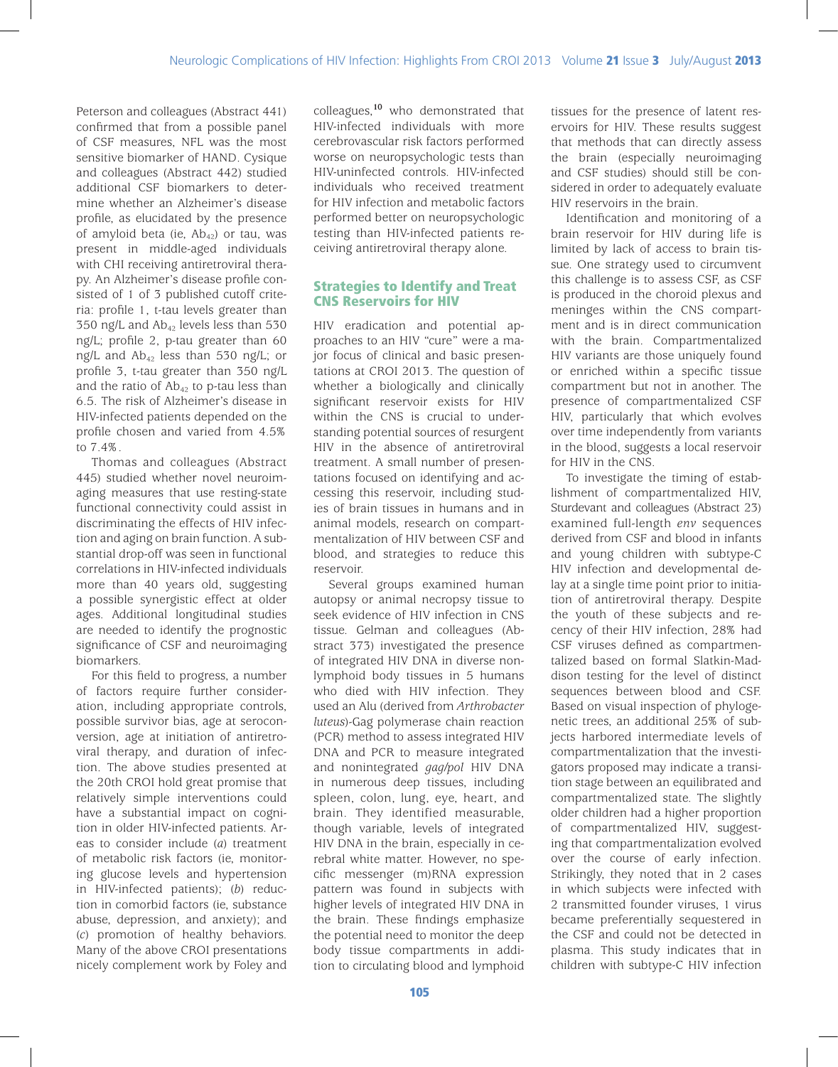Peterson and colleagues (Abstract 441) confirmed that from a possible panel of CSF measures, NFL was the most sensitive biomarker of HAND. Cysique and colleagues (Abstract 442) studied additional CSF biomarkers to determine whether an Alzheimer's disease profile, as elucidated by the presence of amyloid beta (ie, $Ab_{42}$) or tau, was present in middle-aged individuals with CHI receiving antiretroviral therapy. An Alzheimer's disease profile consisted of 1 of 3 published cutoff criteria: profile 1, t-tau levels greater than 350 ng/L and $Ab_{42}$ levels less than 530 ng/L; profile 2, p-tau greater than 60 ng/L and $Ab_{42}$ less than 530 ng/L; or profile 3, t-tau greater than 350 ng/L and the ratio of $Ab_{42}$ to p-tau less than 6.5. The risk of Alzheimer's disease in HIV-infected patients depended on the profile chosen and varied from 4.5% to 7.4%.

Thomas and colleagues (Abstract 445) studied whether novel neuroimaging measures that use resting-state functional connectivity could assist in discriminating the effects of HIV infection and aging on brain function. A substantial drop-off was seen in functional correlations in HIV-infected individuals more than 40 years old, suggesting a possible synergistic effect at older ages. Additional longitudinal studies are needed to identify the prognostic significance of CSF and neuroimaging biomarkers.

For this field to progress, a number of factors require further consideration, including appropriate controls, possible survivor bias, age at seroconversion, age at initiation of antiretroviral therapy, and duration of infection. The above studies presented at the 20th CROI hold great promise that relatively simple interventions could have a substantial impact on cognition in older HIV-infected patients. Areas to consider include (*a*) treatment of metabolic risk factors (ie, monitoring glucose levels and hypertension in HIV-infected patients); (*b*) reduction in comorbid factors (ie, substance abuse, depression, and anxiety); and (*c*) promotion of healthy behaviors. Many of the above CROI presentations nicely complement work by Foley and colleagues,[10] who demonstrated that HIV-infected individuals with more cerebrovascular risk factors performed worse on neuropsychologic tests than HIV-uninfected controls. HIV-infected individuals who received treatment for HIV infection and metabolic factors performed better on neuropsychologic testing than HIV-infected patients receiving antiretroviral therapy alone.

## Strategies to Identify and Treat CNS Reservoirs for HIV

HIV eradication and potential approaches to an HIV "cure" were a major focus of clinical and basic presentations at CROI 2013. The question of whether a biologically and clinically significant reservoir exists for HIV within the CNS is crucial to understanding potential sources of resurgent HIV in the absence of antiretroviral treatment. A small number of presentations focused on identifying and accessing this reservoir, including studies of brain tissues in humans and in animal models, research on compartmentalization of HIV between CSF and blood, and strategies to reduce this reservoir.

Several groups examined human autopsy or animal necropsy tissue to seek evidence of HIV infection in CNS tissue. Gelman and colleagues (Abstract 373) investigated the presence of integrated HIV DNA in diverse nonlymphoid body tissues in 5 humans who died with HIV infection. They used an Alu (derived from *Arthrobacter luteus*)-Gag polymerase chain reaction (PCR) method to assess integrated HIV DNA and PCR to measure integrated and nonintegrated *gag/pol* HIV DNA in numerous deep tissues, including spleen, colon, lung, eye, heart, and brain. They identified measurable, though variable, levels of integrated HIV DNA in the brain, especially in cerebral white matter. However, no specific messenger (m)RNA expression pattern was found in subjects with higher levels of integrated HIV DNA in the brain. These findings emphasize the potential need to monitor the deep body tissue compartments in addition to circulating blood and lymphoid tissues for the presence of latent reservoirs for HIV. These results suggest that methods that can directly assess the brain (especially neuroimaging and CSF studies) should still be considered in order to adequately evaluate HIV reservoirs in the brain.

Identification and monitoring of a brain reservoir for HIV during life is limited by lack of access to brain tissue. One strategy used to circumvent this challenge is to assess CSF, as CSF is produced in the choroid plexus and meninges within the CNS compartment and is in direct communication with the brain. Compartmentalized HIV variants are those uniquely found or enriched within a specific tissue compartment but not in another. The presence of compartmentalized CSF HIV, particularly that which evolves over time independently from variants in the blood, suggests a local reservoir for HIV in the CNS.

To investigate the timing of establishment of compartmentalized HIV, Sturdevant and colleagues (Abstract 23) examined full-length *env* sequences derived from CSF and blood in infants and young children with subtype-C HIV infection and developmental delay at a single time point prior to initiation of antiretroviral therapy. Despite the youth of these subjects and recency of their HIV infection, 28% had CSF viruses defined as compartmentalized based on formal Slatkin-Maddison testing for the level of distinct sequences between blood and CSF. Based on visual inspection of phylogenetic trees, an additional 25% of subjects harbored intermediate levels of compartmentalization that the investigators proposed may indicate a transition stage between an equilibrated and compartmentalized state. The slightly older children had a higher proportion of compartmentalized HIV, suggesting that compartmentalization evolved over the course of early infection. Strikingly, they noted that in 2 cases in which subjects were infected with 2 transmitted founder viruses, 1 virus became preferentially sequestered in the CSF and could not be detected in plasma. This study indicates that in children with subtype-C HIV infection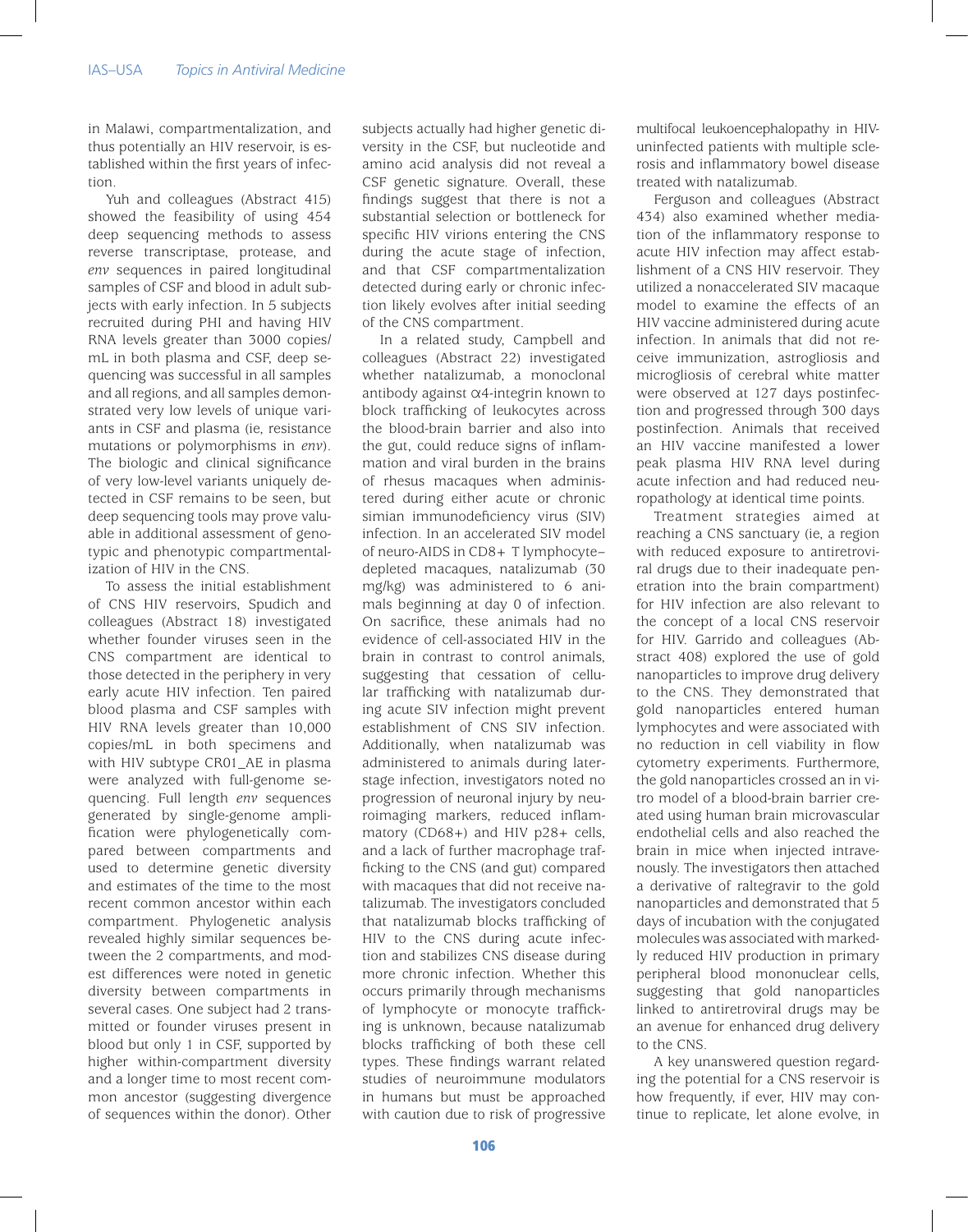in Malawi, compartmentalization, and thus potentially an HIV reservoir, is established within the first years of infection.

Yuh and colleagues (Abstract 415) showed the feasibility of using 454 deep sequencing methods to assess reverse transcriptase, protease, and *env* sequences in paired longitudinal samples of CSF and blood in adult subjects with early infection. In 5 subjects recruited during PHI and having HIV RNA levels greater than 3000 copies/mL in both plasma and CSF, deep sequencing was successful in all samples and all regions, and all samples demonstrated very low levels of unique variants in CSF and plasma (ie, resistance mutations or polymorphisms in *env*). The biologic and clinical significance of very low-level variants uniquely detected in CSF remains to be seen, but deep sequencing tools may prove valuable in additional assessment of genotypic and phenotypic compartmentalization of HIV in the CNS.

To assess the initial establishment of CNS HIV reservoirs, Spudich and colleagues (Abstract 18) investigated whether founder viruses seen in the CNS compartment are identical to those detected in the periphery in very early acute HIV infection. Ten paired blood plasma and CSF samples with HIV RNA levels greater than 10,000 copies/mL in both specimens and with HIV subtype CR01_AE in plasma were analyzed with full-genome sequencing. Full length *env* sequences generated by single-genome amplification were phylogenetically compared between compartments and used to determine genetic diversity and estimates of the time to the most recent common ancestor within each compartment. Phylogenetic analysis revealed highly similar sequences between the 2 compartments, and modest differences were noted in genetic diversity between compartments in several cases. One subject had 2 transmitted or founder viruses present in blood but only 1 in CSF, supported by higher within-compartment diversity and a longer time to most recent common ancestor (suggesting divergence of sequences within the donor). Other subjects actually had higher genetic diversity in the CSF, but nucleotide and amino acid analysis did not reveal a CSF genetic signature. Overall, these findings suggest that there is not a substantial selection or bottleneck for specific HIV virions entering the CNS during the acute stage of infection, and that CSF compartmentalization detected during early or chronic infection likely evolves after initial seeding of the CNS compartment.

In a related study, Campbell and colleagues (Abstract 22) investigated whether natalizumab, a monoclonal antibody against α4-integrin known to block trafficking of leukocytes across the blood-brain barrier and also into the gut, could reduce signs of inflammation and viral burden in the brains of rhesus macaques when administered during either acute or chronic simian immunodeficiency virus (SIV) infection. In an accelerated SIV model of neuro-AIDS in CD8+ T lymphocyte–depleted macaques, natalizumab (30 mg/kg) was administered to 6 animals beginning at day 0 of infection. On sacrifice, these animals had no evidence of cell-associated HIV in the brain in contrast to control animals, suggesting that cessation of cellular trafficking with natalizumab during acute SIV infection might prevent establishment of CNS SIV infection. Additionally, when natalizumab was administered to animals during later-stage infection, investigators noted no progression of neuronal injury by neuroimaging markers, reduced inflammatory (CD68+) and HIV p28+ cells, and a lack of further macrophage trafficking to the CNS (and gut) compared with macaques that did not receive natalizumab. The investigators concluded that natalizumab blocks trafficking of HIV to the CNS during acute infection and stabilizes CNS disease during more chronic infection. Whether this occurs primarily through mechanisms of lymphocyte or monocyte trafficking is unknown, because natalizumab blocks trafficking of both these cell types. These findings warrant related studies of neuroimmune modulators in humans but must be approached with caution due to risk of progressive multifocal leukoencephalopathy in HIV-uninfected patients with multiple sclerosis and inflammatory bowel disease treated with natalizumab.

Ferguson and colleagues (Abstract 434) also examined whether mediation of the inflammatory response to acute HIV infection may affect establishment of a CNS HIV reservoir. They utilized a nonaccelerated SIV macaque model to examine the effects of an HIV vaccine administered during acute infection. In animals that did not receive immunization, astrogliosis and microgliosis of cerebral white matter were observed at 127 days postinfection and progressed through 300 days postinfection. Animals that received an HIV vaccine manifested a lower peak plasma HIV RNA level during acute infection and had reduced neuropathology at identical time points.

Treatment strategies aimed at reaching a CNS sanctuary (ie, a region with reduced exposure to antiretroviral drugs due to their inadequate penetration into the brain compartment) for HIV infection are also relevant to the concept of a local CNS reservoir for HIV. Garrido and colleagues (Abstract 408) explored the use of gold nanoparticles to improve drug delivery to the CNS. They demonstrated that gold nanoparticles entered human lymphocytes and were associated with no reduction in cell viability in flow cytometry experiments. Furthermore, the gold nanoparticles crossed an in vitro model of a blood-brain barrier created using human brain microvascular endothelial cells and also reached the brain in mice when injected intravenously. The investigators then attached a derivative of raltegravir to the gold nanoparticles and demonstrated that 5 days of incubation with the conjugated molecules was associated with markedly reduced HIV production in primary peripheral blood mononuclear cells, suggesting that gold nanoparticles linked to antiretroviral drugs may be an avenue for enhanced drug delivery to the CNS.

A key unanswered question regarding the potential for a CNS reservoir is how frequently, if ever, HIV may continue to replicate, let alone evolve, in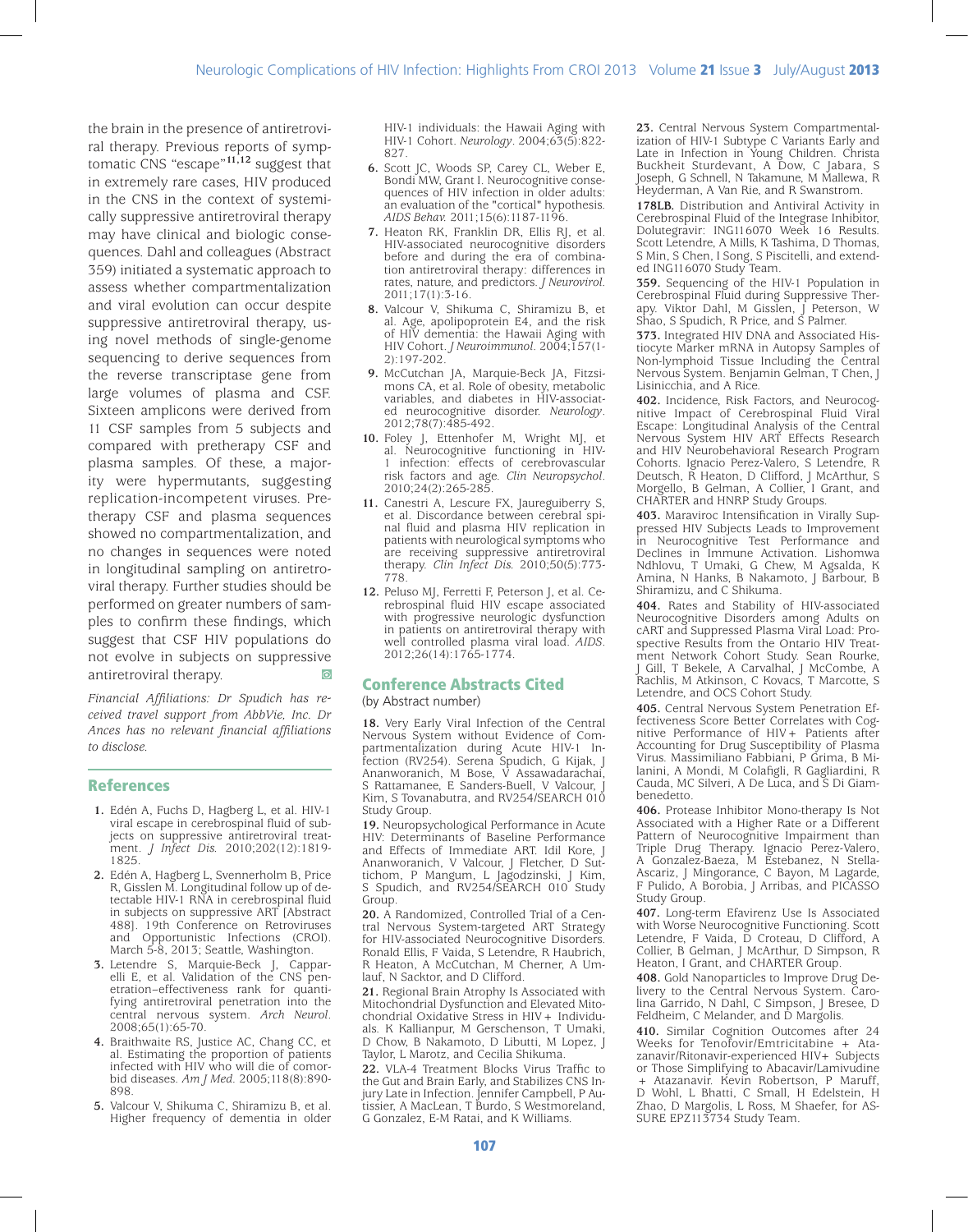the brain in the presence of antiretroviral therapy. Previous reports of symptomatic CNS "escape"[11,12] suggest that in extremely rare cases, HIV produced in the CNS in the context of systemically suppressive antiretroviral therapy may have clinical and biologic consequences. Dahl and colleagues (Abstract 359) initiated a systematic approach to assess whether compartmentalization and viral evolution can occur despite suppressive antiretroviral therapy, using novel methods of single-genome sequencing to derive sequences from the reverse transcriptase gene from large volumes of plasma and CSF. Sixteen amplicons were derived from 11 CSF samples from 5 subjects and compared with pretherapy CSF and plasma samples. Of these, a majority were hypermutants, suggesting replication-incompetent viruses. Pretherapy CSF and plasma sequences showed no compartmentalization, and no changes in sequences were noted in longitudinal sampling on antiretroviral therapy. Further studies should be performed on greater numbers of samples to confirm these findings, which suggest that CSF HIV populations do not evolve in subjects on suppressive antiretroviral therapy.

*Financial Affiliations: Dr Spudich has received travel support from AbbVie, Inc. Dr Ances has no relevant financial affiliations to disclose.*

## References

1. Edén A, Fuchs D, Hagberg L, et al. HIV-1 viral escape in cerebrospinal fluid of subjects on suppressive antiretroviral treatment. *J Infect Dis.* 2010;202(12):1819-1825.
2. Edén A, Hagberg L, Svennerholm B, Price R, Gisslen M. Longitudinal follow up of detectable HIV-1 RNA in cerebrospinal fluid in subjects on suppressive ART [Abstract 488]. 19th Conference on Retroviruses and Opportunistic Infections (CROI). March 5-8, 2013; Seattle, Washington.
3. Letendre S, Marquie-Beck J, Capparelli E, et al. Validation of the CNS penetration-effectiveness rank for quantifying antiretroviral penetration into the central nervous system. *Arch Neurol.* 2008;65(1):65-70.
4. Braithwaite RS, Justice AC, Chang CC, et al. Estimating the proportion of patients infected with HIV who will die of comorbid diseases. *Am J Med.* 2005;118(8):890-898.
5. Valcour V, Shikuma C, Shiramizu B, et al. Higher frequency of dementia in older HIV-1 individuals: the Hawaii Aging with HIV-1 Cohort. *Neurology.* 2004;63(5):822-827.
6. Scott JC, Woods SP, Carey CL, Weber E, Bondi MW, Grant I. Neurocognitive consequences of HIV infection in older adults: an evaluation of the "cortical" hypothesis. *AIDS Behav.* 2011;15(6):1187-1196.
7. Heaton RK, Franklin DR, Ellis RJ, et al. HIV-associated neurocognitive disorders before and during the era of combination antiretroviral therapy: differences in rates, nature, and predictors. *J Neurovirol.* 2011;17(1):3-16.
8. Valcour V, Shikuma C, Shiramizu B, et al. Age, apolipoprotein E4, and the risk of HIV dementia: the Hawaii Aging with HIV Cohort. *J Neuroimmunol.* 2004;157(1-2):197-202.
9. McCutchan JA, Marquie-Beck JA, Fitzsimons CA, et al. Role of obesity, metabolic variables, and diabetes in HIV-associated neurocognitive disorder. *Neurology.* 2012;78(7):485-492.
10. Foley J, Ettenhofer M, Wright MJ, et al. Neurocognitive functioning in HIV-1 infection: effects of cerebrovascular risk factors and age. *Clin Neuropsychol.* 2010;24(2):265-285.
11. Canestri A, Lescure FX, Jaureguiberry S, et al. Discordance between cerebral spinal fluid and plasma HIV replication in patients with neurological symptoms who are receiving suppressive antiretroviral therapy. *Clin Infect Dis.* 2010;50(5):773-778.
12. Peluso MJ, Ferretti F, Peterson J, et al. Cerebrospinal fluid HIV escape associated with progressive neurologic dysfunction in patients on antiretroviral therapy with well controlled plasma viral load. *AIDS.* 2012;26(14):1765-1774.

## Conference Abstracts Cited

(by Abstract number)

**18.** Very Early Viral Infection of the Central Nervous System without Evidence of Compartmentalization during Acute HIV-1 Infection (RV254). Serena Spudich, G Kijak, J Ananworanich, M Bose, V Assawadarachai, S Rattamanee, E Sanders-Buell, V Valcour, J Kim, S Tovanabutra, and RV254/SEARCH 010 Study Group.

**19.** Neuropsychological Performance in Acute HIV: Determinants of Baseline Performance and Effects of Immediate ART. Idil Kore, J Ananworanich, V Valcour, J Fletcher, D Suttichom, P Mangum, L Jagodzinski, J Kim, S Spudich, and RV254/SEARCH 010 Study Group.

**20.** A Randomized, Controlled Trial of a Central Nervous System-targeted ART Strategy for HIV-associated Neurocognitive Disorders. Ronald Ellis, F Vaida, S Letendre, R Haubrich, R Heaton, A McCutchan, M Cherner, A Umlauf, N Sacktor, and D Clifford.

**21.** Regional Brain Atrophy Is Associated with Mitochondrial Dysfunction and Elevated Mitochondrial Oxidative Stress in HIV+ Individuals. K Kallianpur, M Gerschenson, T Umaki, D Chow, B Nakamoto, D Libutti, M Lopez, J Taylor, L Marotz, and Cecilia Shikuma.

**22.** VLA-4 Treatment Blocks Virus Traffic to the Gut and Brain Early, and Stabilizes CNS Injury Late in Infection. Jennifer Campbell, P Autissier, A MacLean, T Burdo, S Westmoreland, G Gonzalez, E-M Ratai, and K Williams.

**23.** Central Nervous System Compartmentalization of HIV-1 Subtype C Variants Early and Late in Infection in Young Children. Christa Buckheit Sturdevant, A Dow, C Jabara, S Joseph, G Schnell, N Takamune, M Mallewa, R Heyderman, A Van Rie, and R Swanstrom.

**178LB.** Distribution and Antiviral Activity in Cerebrospinal Fluid of the Integrase Inhibitor, Dolutegravir: ING116070 Week 16 Results. Scott Letendre, A Mills, K Tashima, D Thomas, S Min, S Chen, I Song, S Piscitelli, and extended ING116070 Study Team.

**359.** Sequencing of the HIV-1 Population in Cerebrospinal Fluid during Suppressive Therapy. Viktor Dahl, M Gisslen, J Peterson, W Shao, S Spudich, R Price, and S Palmer.

**373.** Integrated HIV DNA and Associated Histiocyte Marker mRNA in Autopsy Samples of Non-lymphoid Tissue Including the Central Nervous System. Benjamin Gelman, T Chen, J Lisinicchia, and A Rice.

**402.** Incidence, Risk Factors, and Neurocognitive Impact of Cerebrospinal Fluid Viral Escape: Longitudinal Analysis of the Central Nervous System HIV ART Effects Research and HIV Neurobehavioral Research Program Cohorts. Ignacio Perez-Valero, R Deutsch, R Heaton, D Clifford, J McArthur, S Morgello, B Gelman, A Collier, I Grant, and CHARTER and HNRP Study Groups.

**403.** Maraviroc Intensification in Virally Suppressed HIV Subjects Leads to Improvement in Neurocognitive Test Performance and Declines in Immune Activation. Lishomwa Ndhlovu, T Umaki, G Chew, M Agsalda, K Amina, N Hanks, B Nakamoto, J Barbour, B Shiramizu, and C Shikuma.

**404.** Rates and Stability of HIV-associated Neurocognitive Disorders among Adults on cART and Suppressed Plasma Viral Load: Prospective Results from the Ontario HIV Treatment Network Cohort Study. Sean Rourke, J Gill, T Bekele, A Carvalhal, J McCombe, A Rachlis, M Atkinson, C Kovacs, T Marcotte, S Letendre, and OCS Cohort Study.

**405.** Central Nervous System Penetration Effectiveness Score Better Correlates with Cognitive Performance of HIV+ Patients after Accounting for Drug Susceptibility of Plasma Virus. Massimiliano Fabbiani, P Grima, B Milanini, A Mondi, M Colafigli, R Gagliardini, R Cauda, MC Silveri, A De Luca, and S Di Giambenedetto.

**406.** Protease Inhibitor Mono-therapy Is Not Associated with a Higher Rate or a Different Pattern of Neurocognitive Impairment than Triple Drug Therapy. Ignacio Perez-Valero, A Gonzalez-Baeza, M Estebanez, N Stella-Ascariz, J Mingorance, C Bayon, M Lagarde, F Pulido, A Borobia, J Arribas, and PICASSO Study Group.

**407.** Long-term Efavirenz Use Is Associated with Worse Neurocognitive Functioning. Scott Letendre, F Vaida, D Croteau, D Clifford, A Collier, B Gelman, J McArthur, D Simpson, R Heaton, I Grant, and CHARTER Group.

**408.** Gold Nanoparticles to Improve Drug Delivery to the Central Nervous System. Carolina Garrido, N Dahl, C Simpson, J Bresee, D Feldheim, C Melander, and D Margolis.

**410.** Similar Cognition Outcomes after 24 Weeks for Tenofovir/Emtricitabine + Atazanavir/Ritonavir-experienced HIV+ Subjects or Those Simplifying to Abacavir/Lamivudine + Atazanavir. Kevin Robertson, P Maruff, D Wohl, L Bhatti, C Small, H Edelstein, H Zhao, D Margolis, L Ross, M Shaefer, for ASSURE EPZ113734 Study Team.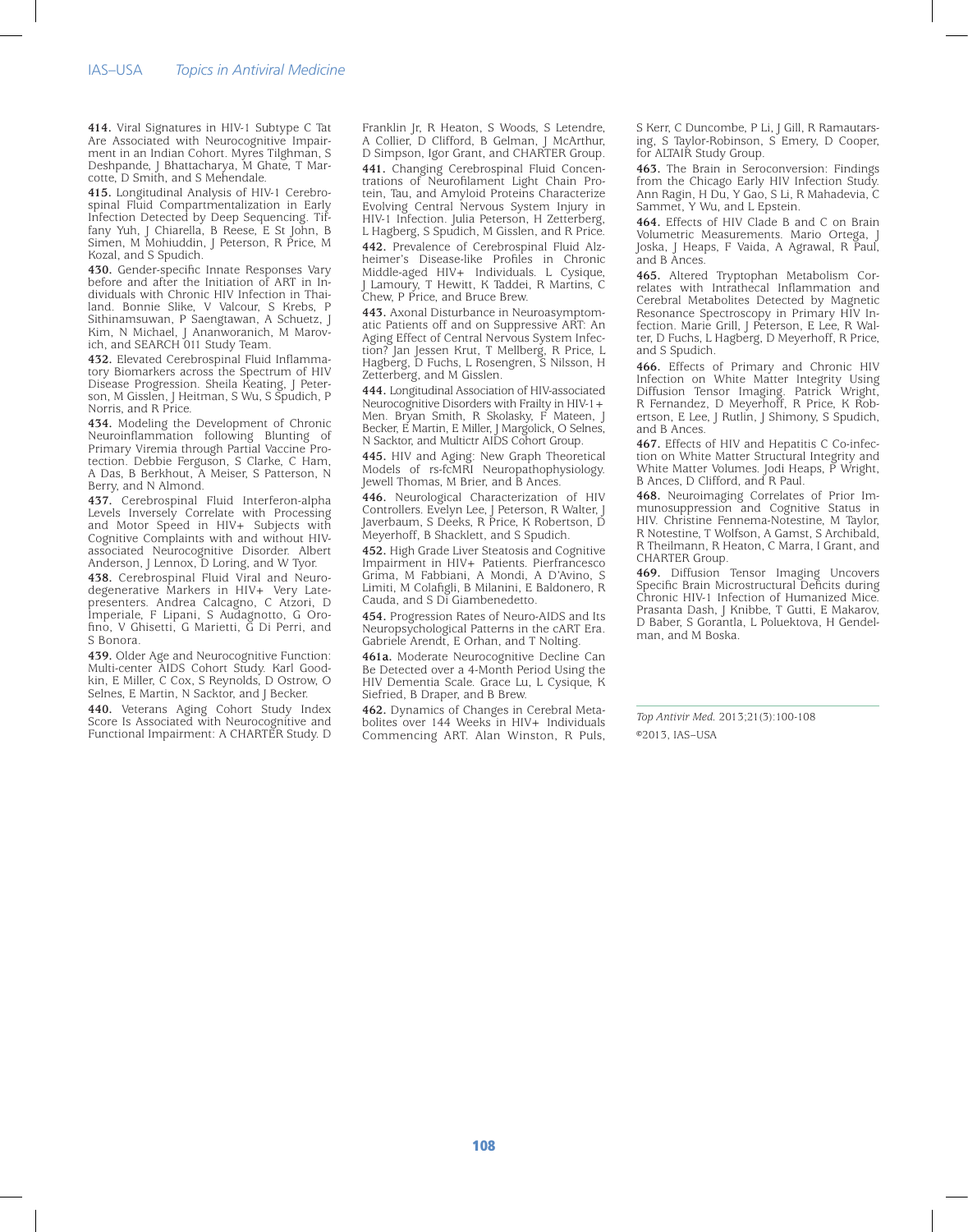**414.** Viral Signatures in HIV-1 Subtype C Tat Are Associated with Neurocognitive Impairment in an Indian Cohort. Myres Tilghman, S Deshpande, J Bhattacharya, M Ghate, T Marcotte, D Smith, and S Mehendale.

**415.** Longitudinal Analysis of HIV-1 Cerebrospinal Fluid Compartmentalization in Early Infection Detected by Deep Sequencing. Tiffany Yuh, J Chiarella, B Reese, E St John, B Simen, M Mohiuddin, J Peterson, R Price, M Kozal, and S Spudich.

**430.** Gender-specific Innate Responses Vary before and after the Initiation of ART in Individuals with Chronic HIV Infection in Thailand. Bonnie Slike, V Valcour, S Krebs, P Sithinamsuwan, P Saengtawan, A Schuetz, J Kim, N Michael, J Ananworanich, M Marovich, and SEARCH 011 Study Team.

**432.** Elevated Cerebrospinal Fluid Inflammatory Biomarkers across the Spectrum of HIV Disease Progression. Sheila Keating, J Peterson, M Gisslen, J Heitman, S Wu, S Spudich, P Norris, and R Price.

**434.** Modeling the Development of Chronic Neuroinflammation following Blunting of Primary Viremia through Partial Vaccine Protection. Debbie Ferguson, S Clarke, C Ham, A Das, B Berkhout, A Meiser, S Patterson, N Berry, and N Almond.

**437.** Cerebrospinal Fluid Interferon-alpha Levels Inversely Correlate with Processing and Motor Speed in HIV+ Subjects with Cognitive Complaints with and without HIV-associated Neurocognitive Disorder. Albert Anderson, J Lennox, D Loring, and W Tyor.

**438.** Cerebrospinal Fluid Viral and Neurodegenerative Markers in HIV+ Very Late-presenters. Andrea Calcagno, C Atzori, D Imperiale, F Lipani, S Audagnotto, G Orofino, V Ghisetti, G Marietti, G Di Perri, and S Bonora.

**439.** Older Age and Neurocognitive Function: Multi-center AIDS Cohort Study. Karl Goodkin, E Miller, C Cox, S Reynolds, D Ostrow, O Selnes, E Martin, N Sacktor, and J Becker.

**440.** Veterans Aging Cohort Study Index Score Is Associated with Neurocognitive and Functional Impairment: A CHARTER Study. D Franklin Jr, R Heaton, S Woods, S Letendre, A Collier, D Clifford, B Gelman, J McArthur, D Simpson, Igor Grant, and CHARTER Group.

**441.** Changing Cerebrospinal Fluid Concentrations of Neurofilament Light Chain Protein, Tau, and Amyloid Proteins Characterize Evolving Central Nervous System Injury in HIV-1 Infection. Julia Peterson, H Zetterberg, L Hagberg, S Spudich, M Gisslen, and R Price.

**442.** Prevalence of Cerebrospinal Fluid Alzheimer's Disease-like Profiles in Chronic Middle-aged HIV+ Individuals. L Cysique, J Lamoury, T Hewitt, K Taddei, R Martins, C Chew, P Price, and Bruce Brew.

**443.** Axonal Disturbance in Neuroasymptomatic Patients off and on Suppressive ART: An Aging Effect of Central Nervous System Infection? Jan Jessen Krut, T Mellberg, R Price, L Hagberg, D Fuchs, L Rosengren, S Nilsson, H Zetterberg, and M Gisslen.

**444.** Longitudinal Association of HIV-associated Neurocognitive Disorders with Frailty in HIV-1+ Men. Bryan Smith, R Skolasky, F Mateen, J Becker, E Martin, E Miller, J Margolick, O Selnes, N Sacktor, and Multictr AIDS Cohort Group.

**445.** HIV and Aging: New Graph Theoretical Models of rs-fcMRI Neuropathophysiology. Jewell Thomas, M Brier, and B Ances.

**446.** Neurological Characterization of HIV Controllers. Evelyn Lee, J Peterson, R Walter, J Javerbaum, S Deeks, R Price, K Robertson, D Meyerhoff, B Shacklett, and S Spudich.

**452.** High Grade Liver Steatosis and Cognitive Impairment in HIV+ Patients. Pierfrancesco Grima, M Fabbiani, A Mondi, A D'Avino, S Limiti, M Colafigli, B Milanini, E Baldonero, R Cauda, and S Di Giambenedetto.

**454.** Progression Rates of Neuro-AIDS and Its Neuropsychological Patterns in the cART Era. Gabriele Arendt, E Orhan, and T Nolting.

**461a.** Moderate Neurocognitive Decline Can Be Detected over a 4-Month Period Using the HIV Dementia Scale. Grace Lu, L Cysique, K Siefried, B Draper, and B Brew.

**462.** Dynamics of Changes in Cerebral Metabolites over 144 Weeks in HIV+ Individuals Commencing ART. Alan Winston, R Puls, S Kerr, C Duncombe, P Li, J Gill, R Ramautarsing, S Taylor-Robinson, S Emery, D Cooper, for ALTAIR Study Group.

**463.** The Brain in Seroconversion: Findings from the Chicago Early HIV Infection Study. Ann Ragin, H Du, Y Gao, S Li, R Mahadevia, C Sammet, Y Wu, and L Epstein.

**464.** Effects of HIV Clade B and C on Brain Volumetric Measurements. Mario Ortega, J Joska, J Heaps, F Vaida, A Agrawal, R Paul, and B Ances.

**465.** Altered Tryptophan Metabolism Correlates with Intrathecal Inflammation and Cerebral Metabolites Detected by Magnetic Resonance Spectroscopy in Primary HIV Infection. Marie Grill, J Peterson, E Lee, R Walter, D Fuchs, L Hagberg, D Meyerhoff, R Price, and S Spudich.

**466.** Effects of Primary and Chronic HIV Infection on White Matter Integrity Using Diffusion Tensor Imaging. Patrick Wright, R Fernandez, D Meyerhoff, R Price, K Robertson, E Lee, J Rutlin, J Shimony, S Spudich, and B Ances.

**467.** Effects of HIV and Hepatitis C Co-infection on White Matter Structural Integrity and White Matter Volumes. Jodi Heaps, P Wright, B Ances, D Clifford, and R Paul.

**468.** Neuroimaging Correlates of Prior Immunosuppression and Cognitive Status in HIV. Christine Fennema-Notestine, M Taylor, R Notestine, T Wolfson, A Gamst, S Archibald, R Theilmann, R Heaton, C Marra, I Grant, and CHARTER Group.

**469.** Diffusion Tensor Imaging Uncovers Specific Brain Microstructural Deficits during Chronic HIV-1 Infection of Humanized Mice. Prasanta Dash, J Knibbe, T Gutti, E Makarov, D Baber, S Gorantla, L Poluektova, H Gendelman, and M Boska.

*Top Antivir Med.* 2013;21(3):100-108

©2013, IAS–USA